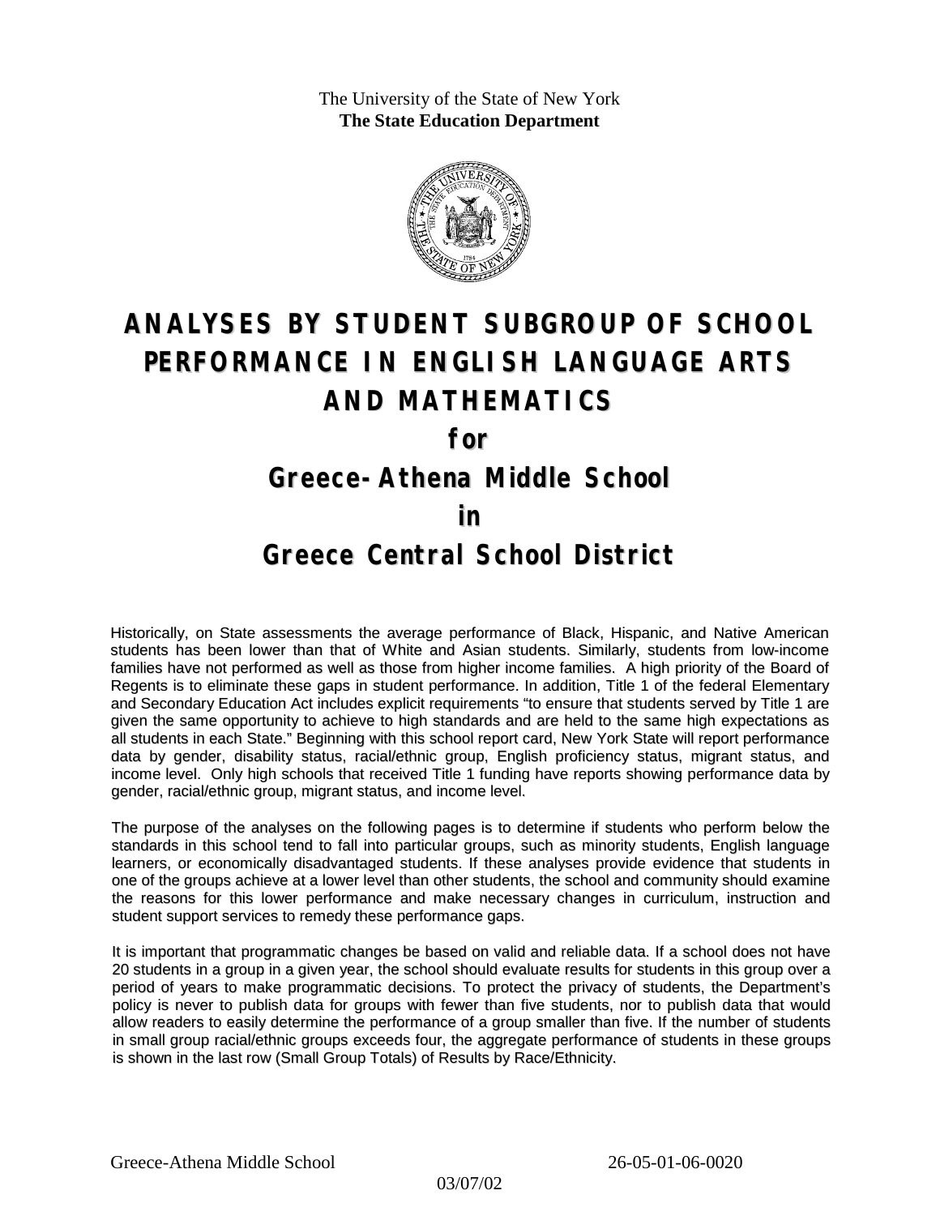The University of the State of New York
**The State Education Department**

# ANALYSES BY STUDENT SUBGROUP OF SCHOOL PERFORMANCE IN ENGLISH LANGUAGE ARTS AND MATHEMATICS

## for

## Greece-Athena Middle School

## in

## Greece Central School District

Historically, on State assessments the average performance of Black, Hispanic, and Native American students has been lower than that of White and Asian students. Similarly, students from low-income families have not performed as well as those from higher income families. A high priority of the Board of Regents is to eliminate these gaps in student performance. In addition, Title 1 of the federal Elementary and Secondary Education Act includes explicit requirements "to ensure that students served by Title 1 are given the same opportunity to achieve to high standards and are held to the same high expectations as all students in each State." Beginning with this school report card, New York State will report performance data by gender, disability status, racial/ethnic group, English proficiency status, migrant status, and income level. Only high schools that received Title 1 funding have reports showing performance data by gender, racial/ethnic group, migrant status, and income level.

The purpose of the analyses on the following pages is to determine if students who perform below the standards in this school tend to fall into particular groups, such as minority students, English language learners, or economically disadvantaged students. If these analyses provide evidence that students in one of the groups achieve at a lower level than other students, the school and community should examine the reasons for this lower performance and make necessary changes in curriculum, instruction and student support services to remedy these performance gaps.

It is important that programmatic changes be based on valid and reliable data. If a school does not have 20 students in a group in a given year, the school should evaluate results for students in this group over a period of years to make programmatic decisions. To protect the privacy of students, the Department's policy is never to publish data for groups with fewer than five students, nor to publish data that would allow readers to easily determine the performance of a group smaller than five. If the number of students in small group racial/ethnic groups exceeds four, the aggregate performance of students in these groups is shown in the last row (Small Group Totals) of Results by Race/Ethnicity.

Greece-Athena Middle School 26-05-01-06-0020

03/07/02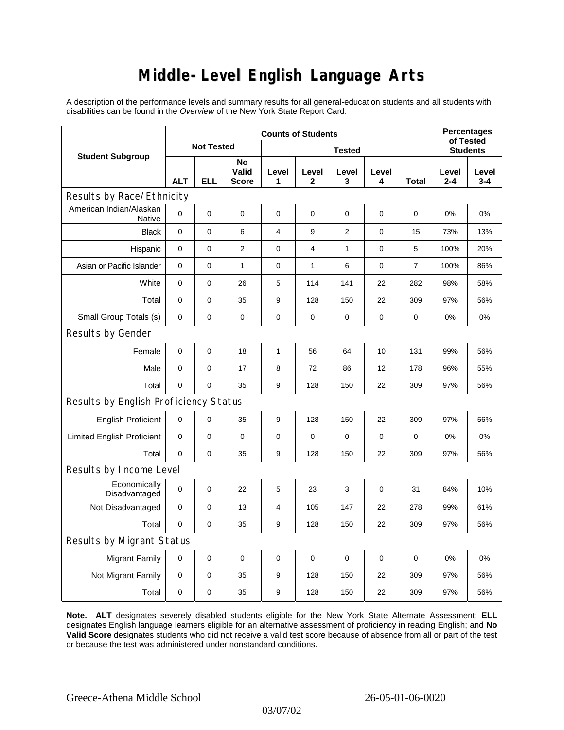# Middle-Level English Language Arts

A description of the performance levels and summary results for all general-education students and all students with disabilities can be found in the *Overview* of the New York State Report Card.

| Student Subgroup | Counts of Students | | | | | | | | Percentages of Tested Students | |
|---|---|---|---|---|---|---|---|---|---|---|
| | Not Tested | | | Tested | | | | | | |
| | ALT | ELL | No Valid Score | Level 1 | Level 2 | Level 3 | Level 4 | Total | Level 2-4 | Level 3-4 |
| **Results by Race/Ethnicity** | | | | | | | | | | |
| American Indian/Alaskan Native | 0 | 0 | 0 | 0 | 0 | 0 | 0 | 0 | 0% | 0% |
| Black | 0 | 0 | 6 | 4 | 9 | 2 | 0 | 15 | 73% | 13% |
| Hispanic | 0 | 0 | 2 | 0 | 4 | 1 | 0 | 5 | 100% | 20% |
| Asian or Pacific Islander | 0 | 0 | 1 | 0 | 1 | 6 | 0 | 7 | 100% | 86% |
| White | 0 | 0 | 26 | 5 | 114 | 141 | 22 | 282 | 98% | 58% |
| Total | 0 | 0 | 35 | 9 | 128 | 150 | 22 | 309 | 97% | 56% |
| Small Group Totals (s) | 0 | 0 | 0 | 0 | 0 | 0 | 0 | 0 | 0% | 0% |
| **Results by Gender** | | | | | | | | | | |
| Female | 0 | 0 | 18 | 1 | 56 | 64 | 10 | 131 | 99% | 56% |
| Male | 0 | 0 | 17 | 8 | 72 | 86 | 12 | 178 | 96% | 55% |
| Total | 0 | 0 | 35 | 9 | 128 | 150 | 22 | 309 | 97% | 56% |
| **Results by English Proficiency Status** | | | | | | | | | | |
| English Proficient | 0 | 0 | 35 | 9 | 128 | 150 | 22 | 309 | 97% | 56% |
| Limited English Proficient | 0 | 0 | 0 | 0 | 0 | 0 | 0 | 0 | 0% | 0% |
| Total | 0 | 0 | 35 | 9 | 128 | 150 | 22 | 309 | 97% | 56% |
| **Results by Income Level** | | | | | | | | | | |
| Economically Disadvantaged | 0 | 0 | 22 | 5 | 23 | 3 | 0 | 31 | 84% | 10% |
| Not Disadvantaged | 0 | 0 | 13 | 4 | 105 | 147 | 22 | 278 | 99% | 61% |
| Total | 0 | 0 | 35 | 9 | 128 | 150 | 22 | 309 | 97% | 56% |
| **Results by Migrant Status** | | | | | | | | | | |
| Migrant Family | 0 | 0 | 0 | 0 | 0 | 0 | 0 | 0 | 0% | 0% |
| Not Migrant Family | 0 | 0 | 35 | 9 | 128 | 150 | 22 | 309 | 97% | 56% |
| Total | 0 | 0 | 35 | 9 | 128 | 150 | 22 | 309 | 97% | 56% |

**Note. ALT** designates severely disabled students eligible for the New York State Alternate Assessment; **ELL** designates English language learners eligible for an alternative assessment of proficiency in reading English; and **No Valid Score** designates students who did not receive a valid test score because of absence from all or part of the test or because the test was administered under nonstandard conditions.

Greece-Athena Middle School 26-05-01-06-0020

03/07/02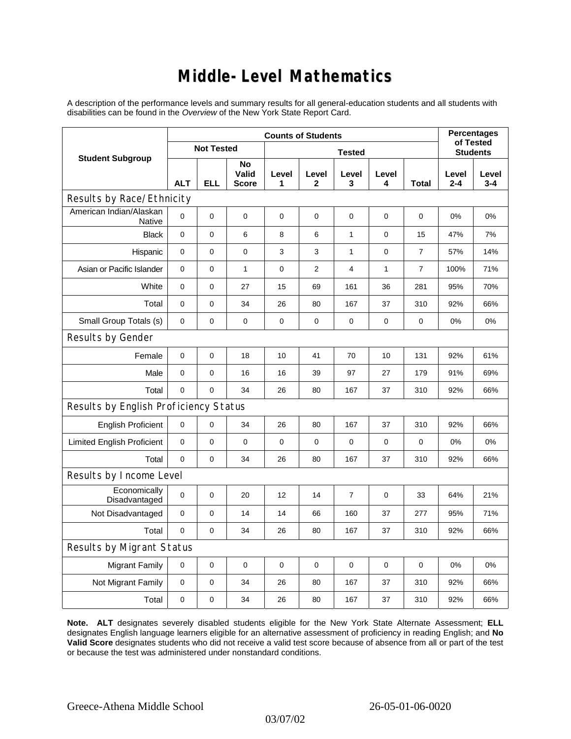# Middle-Level Mathematics

A description of the performance levels and summary results for all general-education students and all students with disabilities can be found in the *Overview* of the New York State Report Card.

| Student Subgroup | Counts of Students | | | | | | | | Percentages of Tested Students | |
|---|---|---|---|---|---|---|---|---|---|---|
| | Not Tested | | | Tested | | | | | | |
| | ALT | ELL | No Valid Score | Level 1 | Level 2 | Level 3 | Level 4 | Total | Level 2-4 | Level 3-4 |
| **Results by Race/Ethnicity** | | | | | | | | | | |
| American Indian/Alaskan Native | 0 | 0 | 0 | 0 | 0 | 0 | 0 | 0 | 0% | 0% |
| Black | 0 | 0 | 6 | 8 | 6 | 1 | 0 | 15 | 47% | 7% |
| Hispanic | 0 | 0 | 0 | 3 | 3 | 1 | 0 | 7 | 57% | 14% |
| Asian or Pacific Islander | 0 | 0 | 1 | 0 | 2 | 4 | 1 | 7 | 100% | 71% |
| White | 0 | 0 | 27 | 15 | 69 | 161 | 36 | 281 | 95% | 70% |
| Total | 0 | 0 | 34 | 26 | 80 | 167 | 37 | 310 | 92% | 66% |
| Small Group Totals (s) | 0 | 0 | 0 | 0 | 0 | 0 | 0 | 0 | 0% | 0% |
| **Results by Gender** | | | | | | | | | | |
| Female | 0 | 0 | 18 | 10 | 41 | 70 | 10 | 131 | 92% | 61% |
| Male | 0 | 0 | 16 | 16 | 39 | 97 | 27 | 179 | 91% | 69% |
| Total | 0 | 0 | 34 | 26 | 80 | 167 | 37 | 310 | 92% | 66% |
| **Results by English Proficiency Status** | | | | | | | | | | |
| English Proficient | 0 | 0 | 34 | 26 | 80 | 167 | 37 | 310 | 92% | 66% |
| Limited English Proficient | 0 | 0 | 0 | 0 | 0 | 0 | 0 | 0 | 0% | 0% |
| Total | 0 | 0 | 34 | 26 | 80 | 167 | 37 | 310 | 92% | 66% |
| **Results by Income Level** | | | | | | | | | | |
| Economically Disadvantaged | 0 | 0 | 20 | 12 | 14 | 7 | 0 | 33 | 64% | 21% |
| Not Disadvantaged | 0 | 0 | 14 | 14 | 66 | 160 | 37 | 277 | 95% | 71% |
| Total | 0 | 0 | 34 | 26 | 80 | 167 | 37 | 310 | 92% | 66% |
| **Results by Migrant Status** | | | | | | | | | | |
| Migrant Family | 0 | 0 | 0 | 0 | 0 | 0 | 0 | 0 | 0% | 0% |
| Not Migrant Family | 0 | 0 | 34 | 26 | 80 | 167 | 37 | 310 | 92% | 66% |
| Total | 0 | 0 | 34 | 26 | 80 | 167 | 37 | 310 | 92% | 66% |

**Note. ALT** designates severely disabled students eligible for the New York State Alternate Assessment; **ELL** designates English language learners eligible for an alternative assessment of proficiency in reading English; and **No Valid Score** designates students who did not receive a valid test score because of absence from all or part of the test or because the test was administered under nonstandard conditions.

Greece-Athena Middle School 26-05-01-06-0020

03/07/02